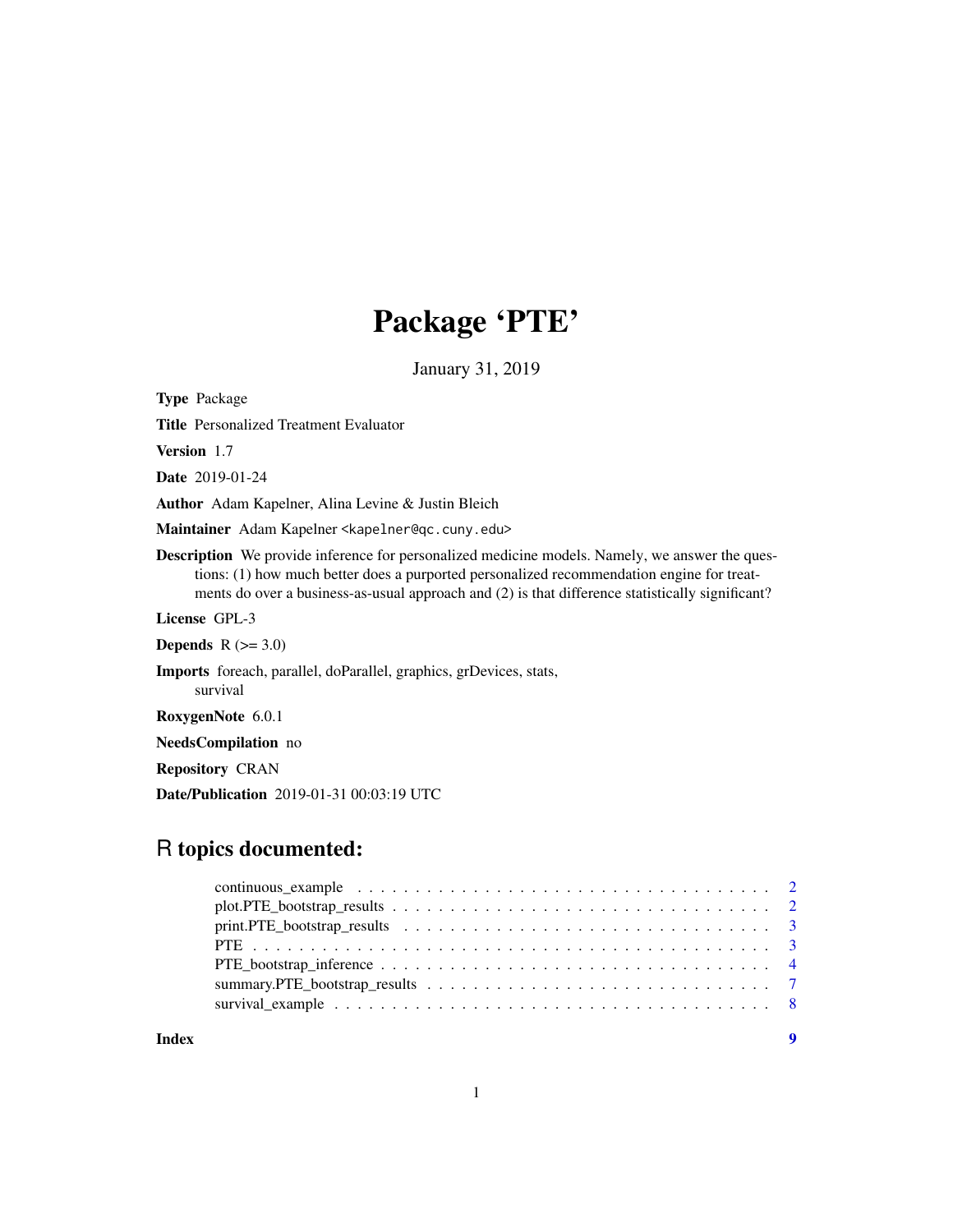# Package 'PTE'

January 31, 2019

**Type** Package

**Title** Personalized Treatment Evaluator

**Version** 1.7

**Date** 2019-01-24

**Author** Adam Kapelner, Alina Levine & Justin Bleich

**Maintainer** Adam Kapelner <kapelner@qc.cuny.edu>

**Description** We provide inference for personalized medicine models. Namely, we answer the questions: (1) how much better does a purported personalized recommendation engine for treatments do over a business-as-usual approach and (2) is that difference statistically significant?

**License** GPL-3

**Depends** R (>= 3.0)

**Imports** foreach, parallel, doParallel, graphics, grDevices, stats, survival

**RoxygenNote** 6.0.1

**NeedsCompilation** no

**Repository** CRAN

**Date/Publication** 2019-01-31 00:03:19 UTC

## R topics documented:

| | |
|---|---|
| continuous_example | 2 |
| plot.PTE_bootstrap_results | 2 |
| print.PTE_bootstrap_results | 3 |
| PTE | 3 |
| PTE_bootstrap_inference | 4 |
| summary.PTE_bootstrap_results | 7 |
| survival_example | 8 |
| **Index** | **9** |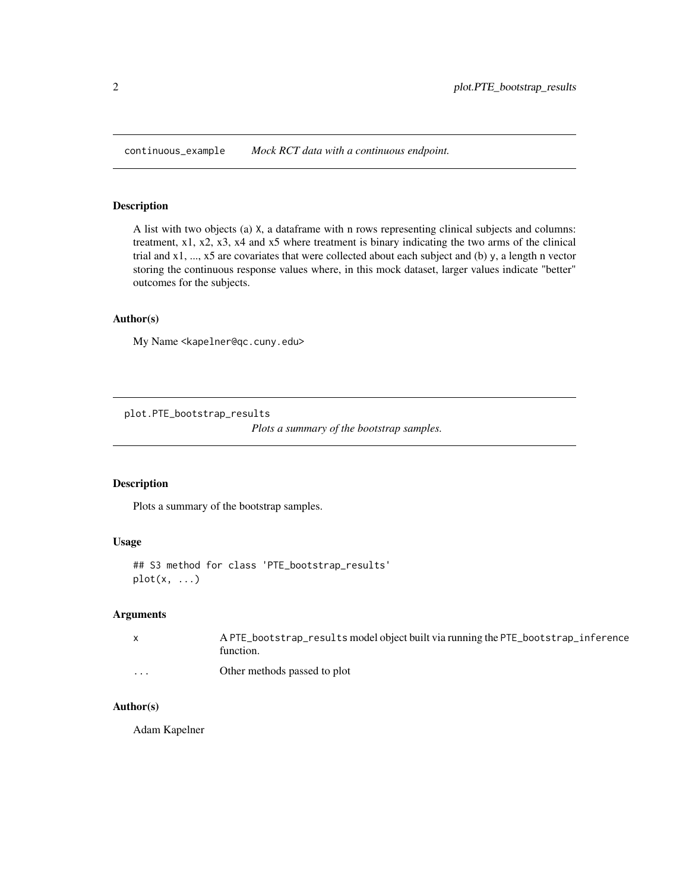## continuous_example — *Mock RCT data with a continuous endpoint.*

### Description

A list with two objects (a) X, a dataframe with n rows representing clinical subjects and columns: treatment, x1, x2, x3, x4 and x5 where treatment is binary indicating the two arms of the clinical trial and x1, ..., x5 are covariates that were collected about each subject and (b) y, a length n vector storing the continuous response values where, in this mock dataset, larger values indicate "better" outcomes for the subjects.

### Author(s)

My Name <kapelner@qc.cuny.edu>

## plot.PTE_bootstrap_results — *Plots a summary of the bootstrap samples.*

### Description

Plots a summary of the bootstrap samples.

### Usage

```
## S3 method for class 'PTE_bootstrap_results'
plot(x, ...)
```

### Arguments

| | |
|---|---|
| x | A PTE_bootstrap_results model object built via running the PTE_bootstrap_inference function. |
| ... | Other methods passed to plot |

### Author(s)

Adam Kapelner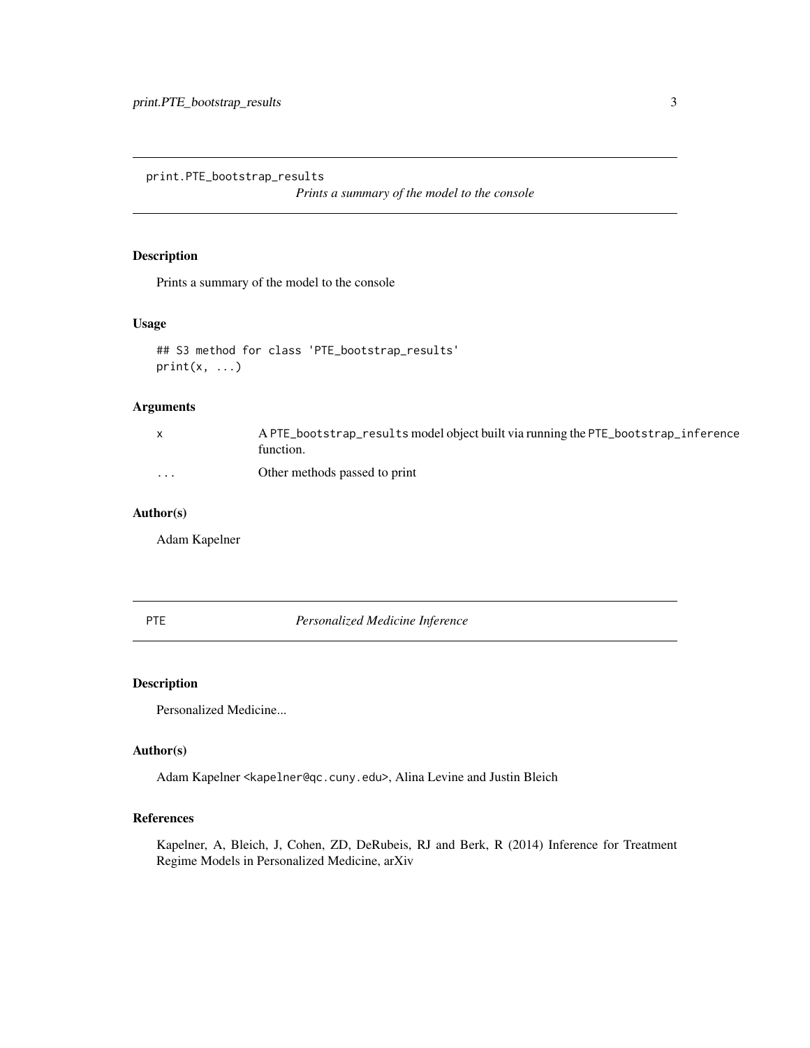## print.PTE_bootstrap_results

*Prints a summary of the model to the console*

### Description

Prints a summary of the model to the console

### Usage

```
## S3 method for class 'PTE_bootstrap_results'
print(x, ...)
```

### Arguments

| | |
|---|---|
| x | A PTE_bootstrap_results model object built via running the PTE_bootstrap_inference function. |
| ... | Other methods passed to print |

### Author(s)

Adam Kapelner

## PTE

*Personalized Medicine Inference*

### Description

Personalized Medicine...

### Author(s)

Adam Kapelner <kapelner@qc.cuny.edu>, Alina Levine and Justin Bleich

### References

Kapelner, A, Bleich, J, Cohen, ZD, DeRubeis, RJ and Berk, R (2014) Inference for Treatment Regime Models in Personalized Medicine, arXiv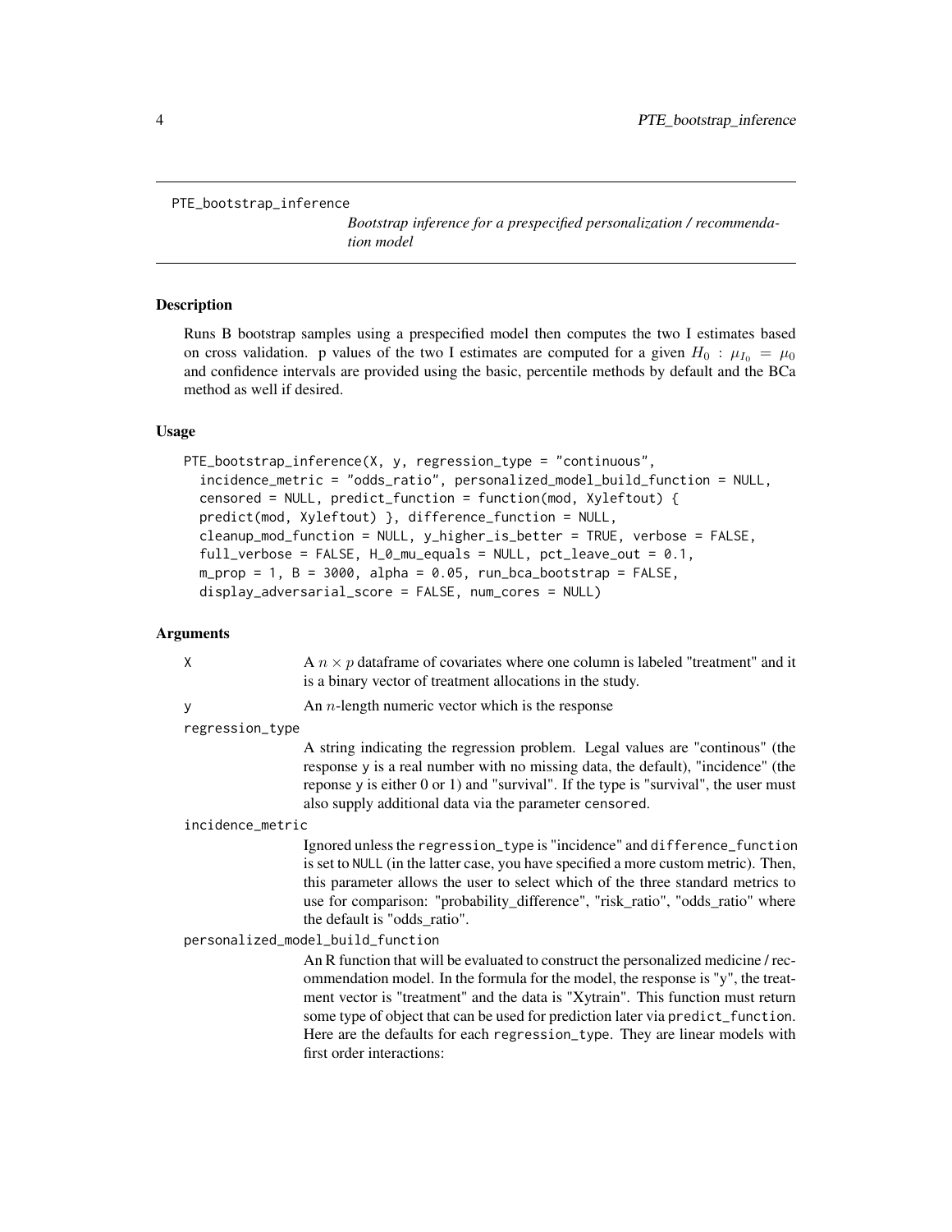PTE_bootstrap_inference

*Bootstrap inference for a prespecified personalization / recommendation model*

## Description

Runs B bootstrap samples using a prespecified model then computes the two I estimates based on cross validation. p values of the two I estimates are computed for a given $H_0 : \mu_{I_0} = \mu_0$ and confidence intervals are provided using the basic, percentile methods by default and the BCa method as well if desired.

## Usage

```
PTE_bootstrap_inference(X, y, regression_type = "continuous",
  incidence_metric = "odds_ratio", personalized_model_build_function = NULL,
  censored = NULL, predict_function = function(mod, Xyleftout) {
  predict(mod, Xyleftout) }, difference_function = NULL,
  cleanup_mod_function = NULL, y_higher_is_better = TRUE, verbose = FALSE,
  full_verbose = FALSE, H_0_mu_equals = NULL, pct_leave_out = 0.1,
  m_prop = 1, B = 3000, alpha = 0.05, run_bca_bootstrap = FALSE,
  display_adversarial_score = FALSE, num_cores = NULL)
```

## Arguments

`X`
: A $n \times p$ dataframe of covariates where one column is labeled "treatment" and it is a binary vector of treatment allocations in the study.

`y`
: An $n$-length numeric vector which is the response

`regression_type`
: A string indicating the regression problem. Legal values are "continous" (the response y is a real number with no missing data, the default), "incidence" (the reponse y is either 0 or 1) and "survival". If the type is "survival", the user must also supply additional data via the parameter `censored`.

`incidence_metric`
: Ignored unless the `regression_type` is "incidence" and `difference_function` is set to `NULL` (in the latter case, you have specified a more custom metric). Then, this parameter allows the user to select which of the three standard metrics to use for comparison: "probability_difference", "risk_ratio", "odds_ratio" where the default is "odds_ratio".

`personalized_model_build_function`
: An R function that will be evaluated to construct the personalized medicine / recommendation model. In the formula for the model, the response is "y", the treatment vector is "treatment" and the data is "Xytrain". This function must return some type of object that can be used for prediction later via `predict_function`. Here are the defaults for each `regression_type`. They are linear models with first order interactions: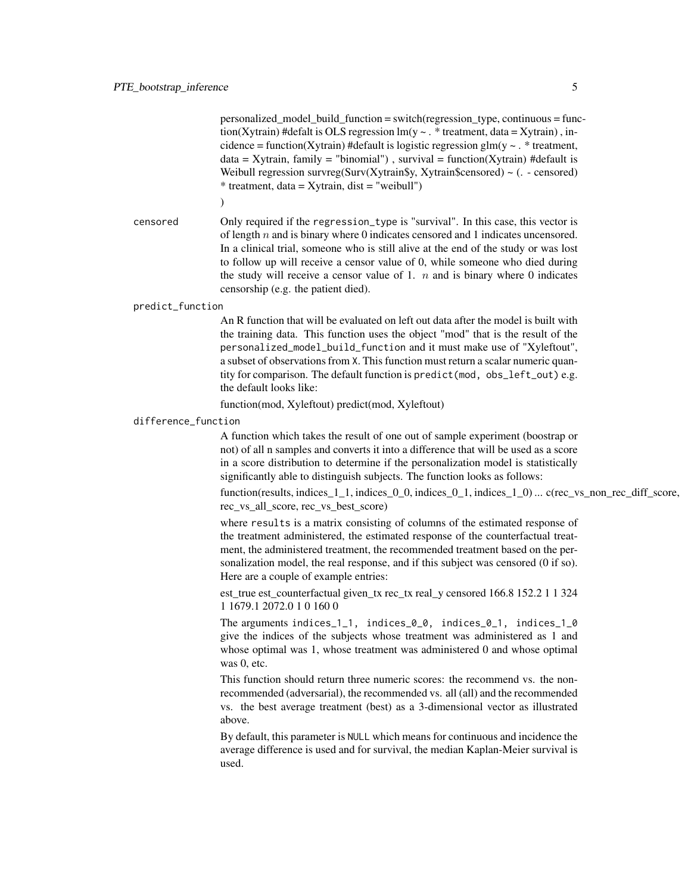personalized_model_build_function = switch(regression_type, continuous = function(Xytrain) #defalt is OLS regression lm(y ~ . * treatment, data = Xytrain) , incidence = function(Xytrain) #default is logistic regression glm(y ~ . * treatment, data = Xytrain, family = "binomial") , survival = function(Xytrain) #default is Weibull regression survreg(Surv(Xytrain$y, Xytrain$censored) ~ (. - censored) * treatment, data = Xytrain, dist = "weibull")

)

`censored`
: Only required if the `regression_type` is "survival". In this case, this vector is of length $n$ and is binary where 0 indicates censored and 1 indicates uncensored. In a clinical trial, someone who is still alive at the end of the study or was lost to follow up will receive a censor value of 0, while someone who died during the study will receive a censor value of 1. $n$ and is binary where 0 indicates censorship (e.g. the patient died).

`predict_function`
: An R function that will be evaluated on left out data after the model is built with the training data. This function uses the object "mod" that is the result of the `personalized_model_build_function` and it must make use of "Xyleftout", a subset of observations from `X`. This function must return a scalar numeric quantity for comparison. The default function is `predict(mod, obs_left_out)` e.g. the default looks like:

  function(mod, Xyleftout) predict(mod, Xyleftout)

`difference_function`
: A function which takes the result of one out of sample experiment (boostrap or not) of all n samples and converts it into a difference that will be used as a score in a score distribution to determine if the personalization model is statistically significantly able to distinguish subjects. The function looks as follows:

  function(results, indices_1_1, indices_0_0, indices_0_1, indices_1_0) ... c(rec_vs_non_rec_diff_score, rec_vs_all_score, rec_vs_best_score)

  where `results` is a matrix consisting of columns of the estimated response of the treatment administered, the estimated response of the counterfactual treatment, the administered treatment, the recommended treatment based on the personalization model, the real response, and if this subject was censored (0 if so). Here are a couple of example entries:

  est_true est_counterfactual given_tx rec_tx real_y censored 166.8 152.2 1 1 324 1 1679.1 2072.0 1 0 160 0

  The arguments `indices_1_1, indices_0_0, indices_0_1, indices_1_0` give the indices of the subjects whose treatment was administered as 1 and whose optimal was 1, whose treatment was administered 0 and whose optimal was 0, etc.

  This function should return three numeric scores: the recommend vs. the non-recommended (adversarial), the recommended vs. all (all) and the recommended vs. the best average treatment (best) as a 3-dimensional vector as illustrated above.

  By default, this parameter is `NULL` which means for continuous and incidence the average difference is used and for survival, the median Kaplan-Meier survival is used.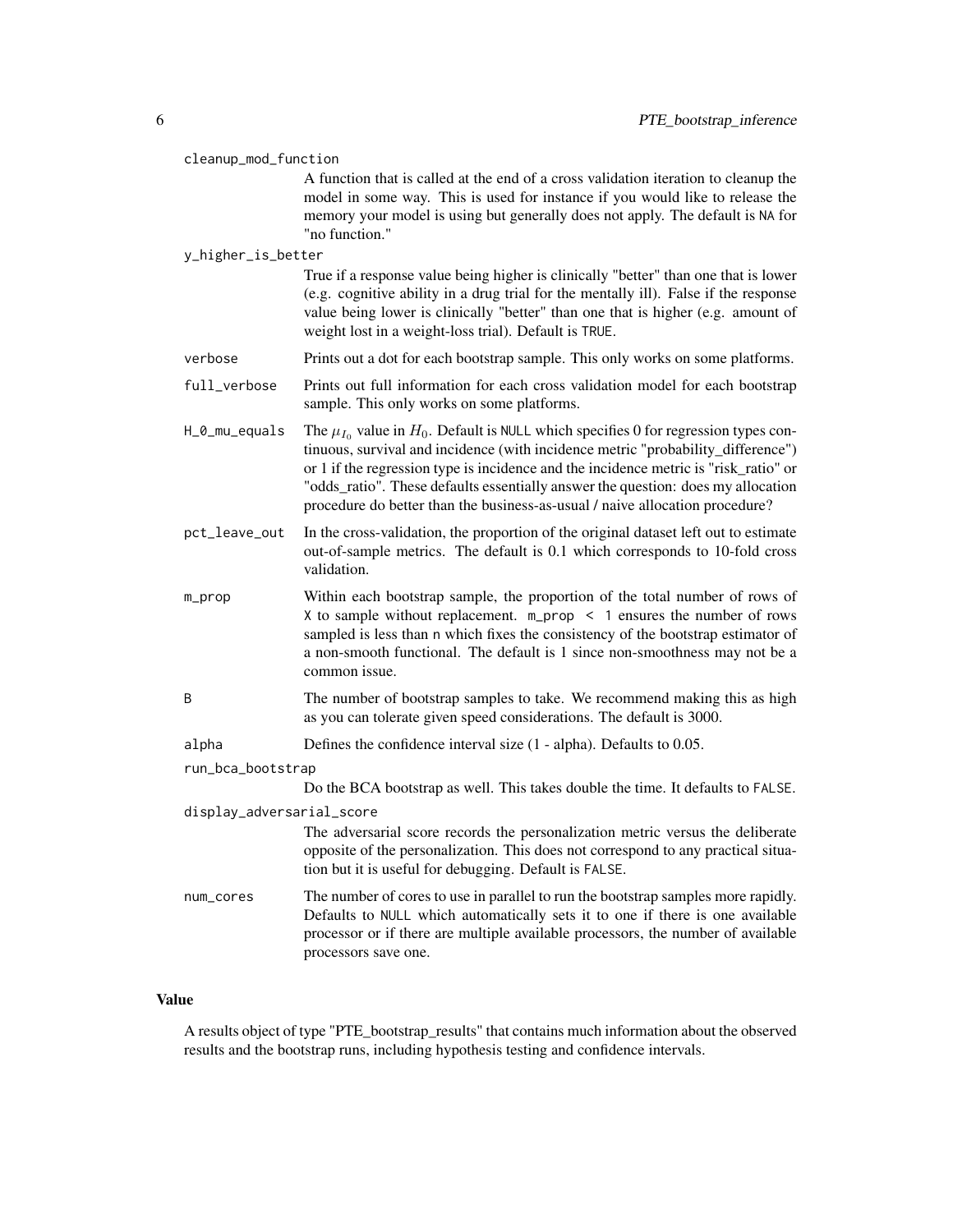`cleanup_mod_function`
: A function that is called at the end of a cross validation iteration to cleanup the model in some way. This is used for instance if you would like to release the memory your model is using but generally does not apply. The default is `NA` for "no function."

`y_higher_is_better`
: True if a response value being higher is clinically "better" than one that is lower (e.g. cognitive ability in a drug trial for the mentally ill). False if the response value being lower is clinically "better" than one that is higher (e.g. amount of weight lost in a weight-loss trial). Default is `TRUE`.

`verbose`
: Prints out a dot for each bootstrap sample. This only works on some platforms.

`full_verbose`
: Prints out full information for each cross validation model for each bootstrap sample. This only works on some platforms.

`H_0_mu_equals`
: The $\mu_{I_0}$ value in $H_0$. Default is `NULL` which specifies 0 for regression types continuous, survival and incidence (with incidence metric "probability_difference") or 1 if the regression type is incidence and the incidence metric is "risk_ratio" or "odds_ratio". These defaults essentially answer the question: does my allocation procedure do better than the business-as-usual / naive allocation procedure?

`pct_leave_out`
: In the cross-validation, the proportion of the original dataset left out to estimate out-of-sample metrics. The default is 0.1 which corresponds to 10-fold cross validation.

`m_prop`
: Within each bootstrap sample, the proportion of the total number of rows of `X` to sample without replacement. `m_prop < 1` ensures the number of rows sampled is less than `n` which fixes the consistency of the bootstrap estimator of a non-smooth functional. The default is 1 since non-smoothness may not be a common issue.

`B`
: The number of bootstrap samples to take. We recommend making this as high as you can tolerate given speed considerations. The default is 3000.

`alpha`
: Defines the confidence interval size (1 - alpha). Defaults to 0.05.

`run_bca_bootstrap`
: Do the BCA bootstrap as well. This takes double the time. It defaults to `FALSE`.

`display_adversarial_score`
: The adversarial score records the personalization metric versus the deliberate opposite of the personalization. This does not correspond to any practical situation but it is useful for debugging. Default is `FALSE`.

`num_cores`
: The number of cores to use in parallel to run the bootstrap samples more rapidly. Defaults to `NULL` which automatically sets it to one if there is one available processor or if there are multiple available processors, the number of available processors save one.

## Value

A results object of type "PTE_bootstrap_results" that contains much information about the observed results and the bootstrap runs, including hypothesis testing and confidence intervals.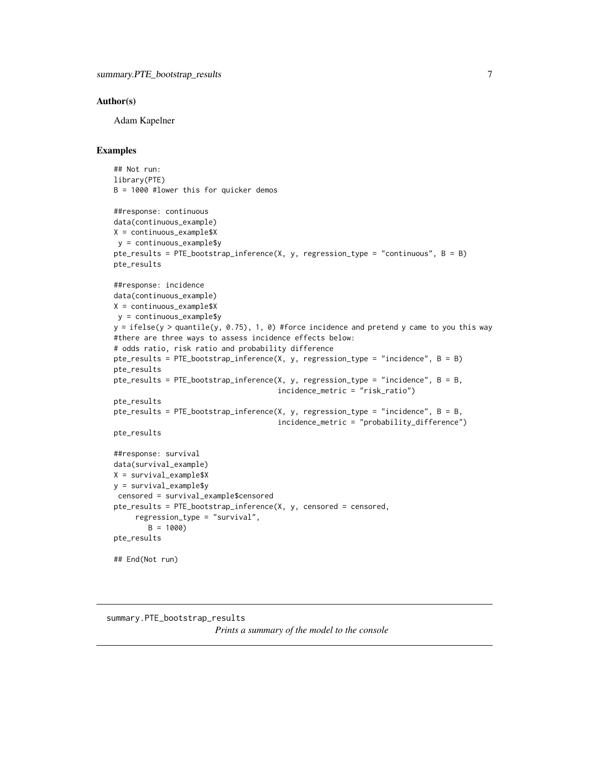### Author(s)

Adam Kapelner

### Examples

```
## Not run:
library(PTE)
B = 1000 #lower this for quicker demos

##response: continuous
data(continuous_example)
X = continuous_example$X
 y = continuous_example$y
pte_results = PTE_bootstrap_inference(X, y, regression_type = "continuous", B = B)
pte_results

##response: incidence
data(continuous_example)
X = continuous_example$X
 y = continuous_example$y
y = ifelse(y > quantile(y, 0.75), 1, 0) #force incidence and pretend y came to you this way
#there are three ways to assess incidence effects below:
# odds ratio, risk ratio and probability difference
pte_results = PTE_bootstrap_inference(X, y, regression_type = "incidence", B = B)
pte_results
pte_results = PTE_bootstrap_inference(X, y, regression_type = "incidence", B = B,
                                        incidence_metric = "risk_ratio")
pte_results
pte_results = PTE_bootstrap_inference(X, y, regression_type = "incidence", B = B,
                                        incidence_metric = "probability_difference")
pte_results

##response: survival
data(survival_example)
X = survival_example$X
y = survival_example$y
 censored = survival_example$censored
pte_results = PTE_bootstrap_inference(X, y, censored = censored,
     regression_type = "survival",
        B = 1000)
pte_results

## End(Not run)
```

---

summary.PTE_bootstrap_results    *Prints a summary of the model to the console*

---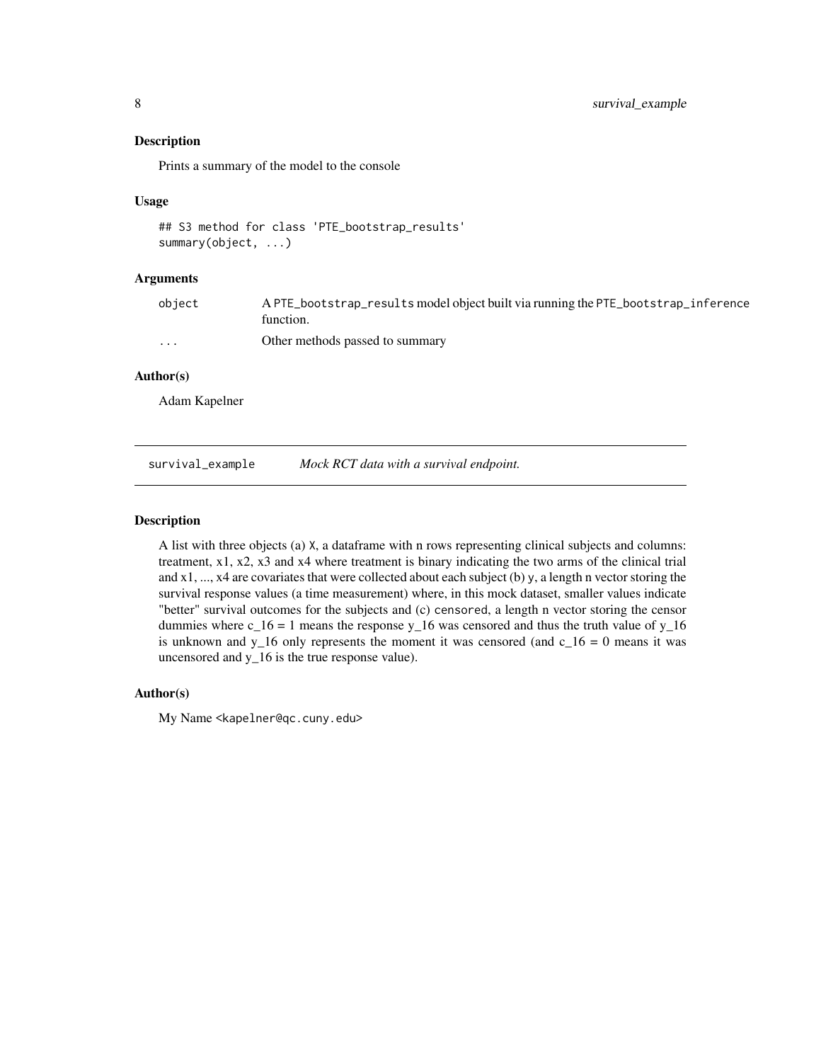### Description

Prints a summary of the model to the console

### Usage

```
## S3 method for class 'PTE_bootstrap_results'
summary(object, ...)
```

### Arguments

| | |
|---|---|
| object | A `PTE_bootstrap_results` model object built via running the `PTE_bootstrap_inference` function. |
| ... | Other methods passed to summary |

### Author(s)

Adam Kapelner

---

## survival_example — *Mock RCT data with a survival endpoint.*

---

### Description

A list with three objects (a) `X`, a dataframe with n rows representing clinical subjects and columns: treatment, x1, x2, x3 and x4 where treatment is binary indicating the two arms of the clinical trial and x1, ..., x4 are covariates that were collected about each subject (b) `y`, a length n vector storing the survival response values (a time measurement) where, in this mock dataset, smaller values indicate "better" survival outcomes for the subjects and (c) `censored`, a length n vector storing the censor dummies where $c_{16} = 1$ means the response $y_{16}$ was censored and thus the truth value of $y_{16}$ is unknown and $y_{16}$ only represents the moment it was censored (and $c_{16} = 0$ means it was uncensored and $y_{16}$ is the true response value).

### Author(s)

My Name <kapelner@qc.cuny.edu>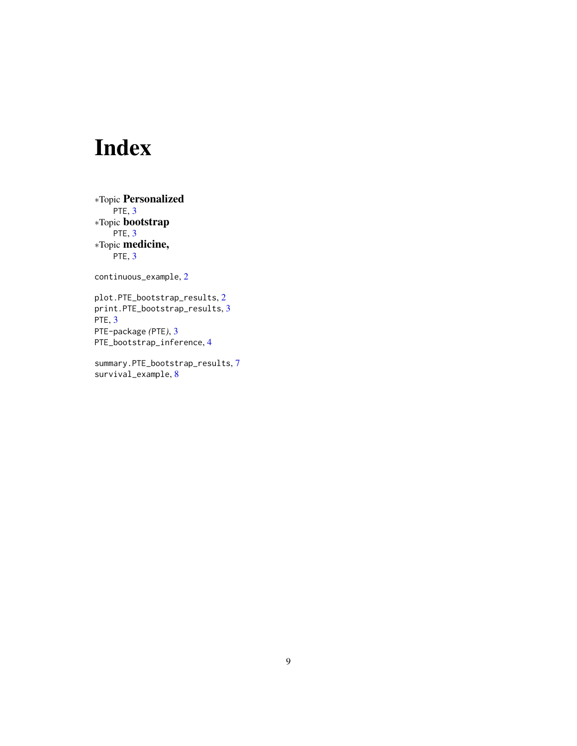# Index

∗Topic **Personalized**
  PTE, 3
∗Topic **bootstrap**
  PTE, 3
∗Topic **medicine,**
  PTE, 3

continuous_example, 2

plot.PTE_bootstrap_results, 2
print.PTE_bootstrap_results, 3
PTE, 3
PTE-package *(*PTE*)*, 3
PTE_bootstrap_inference, 4

summary.PTE_bootstrap_results, 7
survival_example, 8